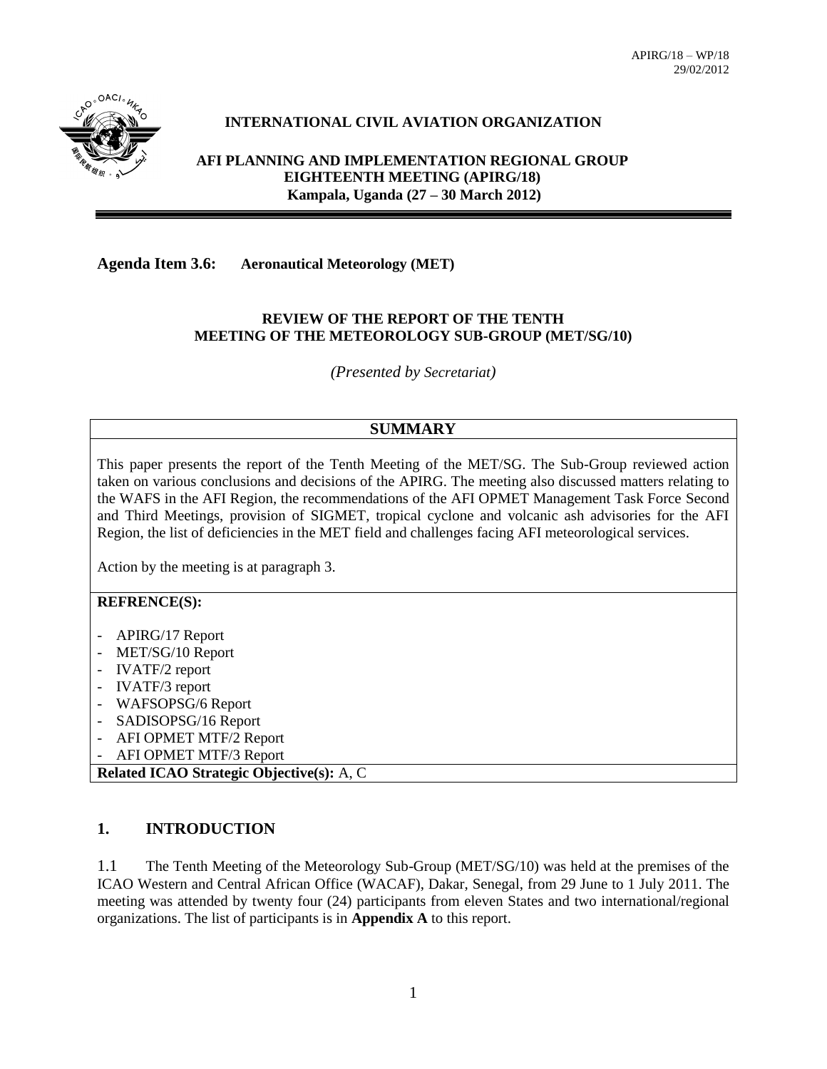APIRG/18 – WP/18
29/02/2012

**INTERNATIONAL CIVIL AVIATION ORGANIZATION**

**AFI PLANNING AND IMPLEMENTATION REGIONAL GROUP**
**EIGHTEENTH MEETING (APIRG/18)**
**Kampala, Uganda (27 – 30 March 2012)**

---

**Agenda Item 3.6: Aeronautical Meteorology (MET)**

**REVIEW OF THE REPORT OF THE TENTH MEETING OF THE METEOROLOGY SUB-GROUP (MET/SG/10)**

*(Presented by Secretariat)*

| **SUMMARY** |
|---|
| This paper presents the report of the Tenth Meeting of the MET/SG. The Sub-Group reviewed action taken on various conclusions and decisions of the APIRG. The meeting also discussed matters relating to the WAFS in the AFI Region, the recommendations of the AFI OPMET Management Task Force Second and Third Meetings, provision of SIGMET, tropical cyclone and volcanic ash advisories for the AFI Region, the list of deficiencies in the MET field and challenges facing AFI meteorological services.<br><br>Action by the meeting is at paragraph 3. |
| **REFRENCE(S):**<br><br>- APIRG/17 Report<br>- MET/SG/10 Report<br>- IVATF/2 report<br>- IVATF/3 report<br>- WAFSOPSG/6 Report<br>- SADISOPSG/16 Report<br>- AFI OPMET MTF/2 Report<br>- AFI OPMET MTF/3 Report |
| **Related ICAO Strategic Objective(s):** A, C |

## 1. INTRODUCTION

1.1 The Tenth Meeting of the Meteorology Sub-Group (MET/SG/10) was held at the premises of the ICAO Western and Central African Office (WACAF), Dakar, Senegal, from 29 June to 1 July 2011. The meeting was attended by twenty four (24) participants from eleven States and two international/regional organizations. The list of participants is in **Appendix A** to this report.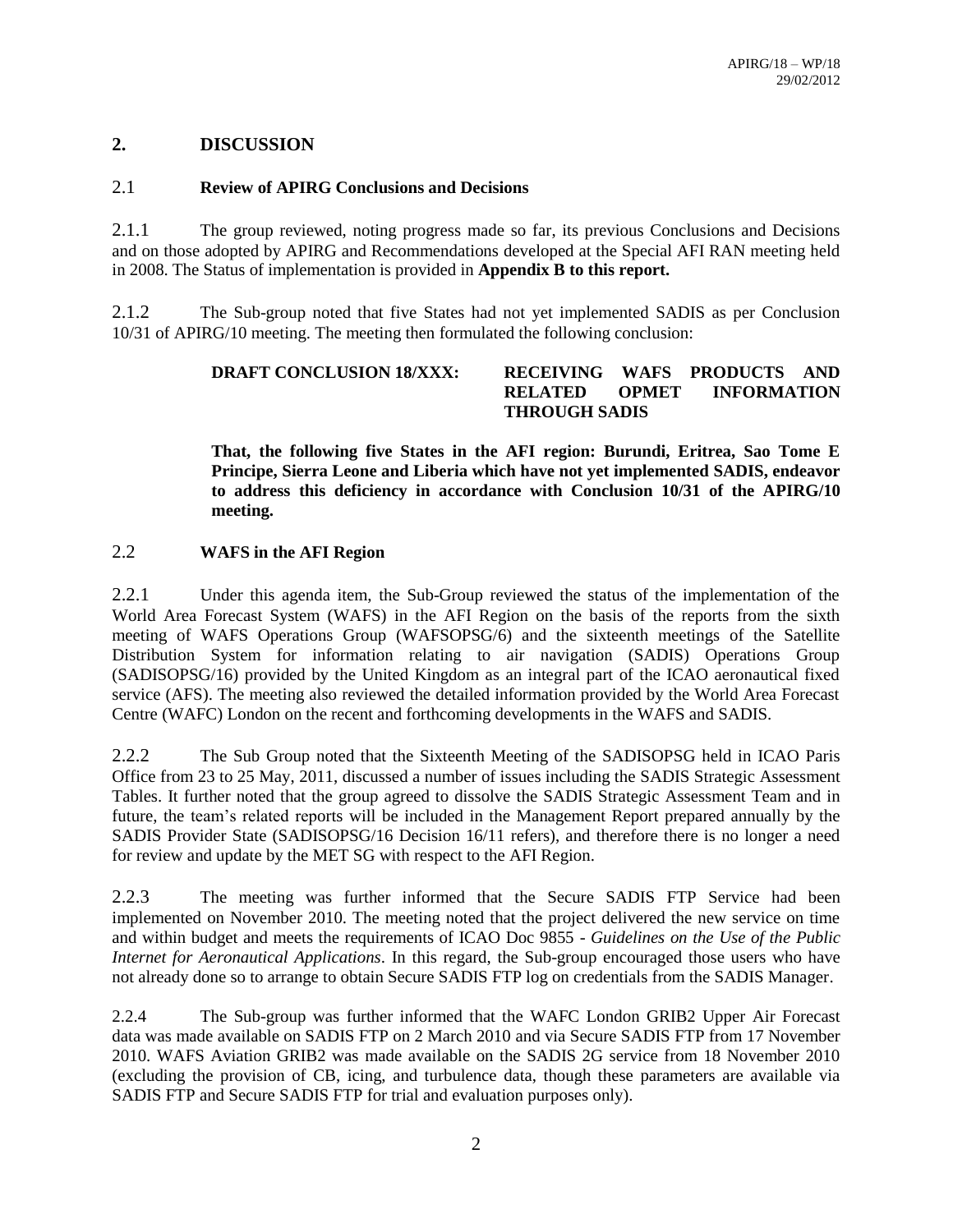## 2. DISCUSSION

### 2.1 Review of APIRG Conclusions and Decisions

2.1.1 The group reviewed, noting progress made so far, its previous Conclusions and Decisions and on those adopted by APIRG and Recommendations developed at the Special AFI RAN meeting held in 2008. The Status of implementation is provided in **Appendix B to this report.**

2.1.2 The Sub-group noted that five States had not yet implemented SADIS as per Conclusion 10/31 of APIRG/10 meeting. The meeting then formulated the following conclusion:

**DRAFT CONCLUSION 18/XXX: RECEIVING WAFS PRODUCTS AND RELATED OPMET INFORMATION THROUGH SADIS**

**That, the following five States in the AFI region: Burundi, Eritrea, Sao Tome E Principe, Sierra Leone and Liberia which have not yet implemented SADIS, endeavor to address this deficiency in accordance with Conclusion 10/31 of the APIRG/10 meeting.**

### 2.2 WAFS in the AFI Region

2.2.1 Under this agenda item, the Sub-Group reviewed the status of the implementation of the World Area Forecast System (WAFS) in the AFI Region on the basis of the reports from the sixth meeting of WAFS Operations Group (WAFSOPSG/6) and the sixteenth meetings of the Satellite Distribution System for information relating to air navigation (SADIS) Operations Group (SADISOPSG/16) provided by the United Kingdom as an integral part of the ICAO aeronautical fixed service (AFS). The meeting also reviewed the detailed information provided by the World Area Forecast Centre (WAFC) London on the recent and forthcoming developments in the WAFS and SADIS.

2.2.2 The Sub Group noted that the Sixteenth Meeting of the SADISOPSG held in ICAO Paris Office from 23 to 25 May, 2011, discussed a number of issues including the SADIS Strategic Assessment Tables. It further noted that the group agreed to dissolve the SADIS Strategic Assessment Team and in future, the team's related reports will be included in the Management Report prepared annually by the SADIS Provider State (SADISOPSG/16 Decision 16/11 refers), and therefore there is no longer a need for review and update by the MET SG with respect to the AFI Region.

2.2.3 The meeting was further informed that the Secure SADIS FTP Service had been implemented on November 2010. The meeting noted that the project delivered the new service on time and within budget and meets the requirements of ICAO Doc 9855 - *Guidelines on the Use of the Public Internet for Aeronautical Applications*. In this regard, the Sub-group encouraged those users who have not already done so to arrange to obtain Secure SADIS FTP log on credentials from the SADIS Manager.

2.2.4 The Sub-group was further informed that the WAFC London GRIB2 Upper Air Forecast data was made available on SADIS FTP on 2 March 2010 and via Secure SADIS FTP from 17 November 2010. WAFS Aviation GRIB2 was made available on the SADIS 2G service from 18 November 2010 (excluding the provision of CB, icing, and turbulence data, though these parameters are available via SADIS FTP and Secure SADIS FTP for trial and evaluation purposes only).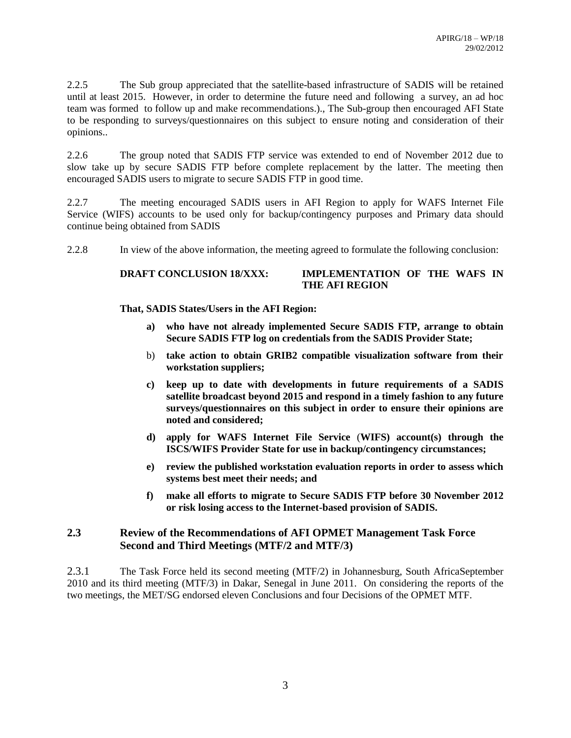2.2.5 The Sub group appreciated that the satellite-based infrastructure of SADIS will be retained until at least 2015. However, in order to determine the future need and following a survey, an ad hoc team was formed to follow up and make recommendations.)., The Sub-group then encouraged AFI State to be responding to surveys/questionnaires on this subject to ensure noting and consideration of their opinions..

2.2.6 The group noted that SADIS FTP service was extended to end of November 2012 due to slow take up by secure SADIS FTP before complete replacement by the latter. The meeting then encouraged SADIS users to migrate to secure SADIS FTP in good time.

2.2.7 The meeting encouraged SADIS users in AFI Region to apply for WAFS Internet File Service (WIFS) accounts to be used only for backup/contingency purposes and Primary data should continue being obtained from SADIS

2.2.8 In view of the above information, the meeting agreed to formulate the following conclusion:

**DRAFT CONCLUSION 18/XXX: IMPLEMENTATION OF THE WAFS IN THE AFI REGION**

**That, SADIS States/Users in the AFI Region:**

- **a) who have not already implemented Secure SADIS FTP, arrange to obtain Secure SADIS FTP log on credentials from the SADIS Provider State;**
- b) **take action to obtain GRIB2 compatible visualization software from their workstation suppliers;**
- **c) keep up to date with developments in future requirements of a SADIS satellite broadcast beyond 2015 and respond in a timely fashion to any future surveys/questionnaires on this subject in order to ensure their opinions are noted and considered;**
- **d) apply for WAFS Internet File Service (WIFS) account(s) through the ISCS/WIFS Provider State for use in backup/contingency circumstances;**
- **e) review the published workstation evaluation reports in order to assess which systems best meet their needs; and**
- **f) make all efforts to migrate to Secure SADIS FTP before 30 November 2012 or risk losing access to the Internet-based provision of SADIS.**

## 2.3 Review of the Recommendations of AFI OPMET Management Task Force Second and Third Meetings (MTF/2 and MTF/3)

2.3.1 The Task Force held its second meeting (MTF/2) in Johannesburg, South AfricaSeptember 2010 and its third meeting (MTF/3) in Dakar, Senegal in June 2011. On considering the reports of the two meetings, the MET/SG endorsed eleven Conclusions and four Decisions of the OPMET MTF.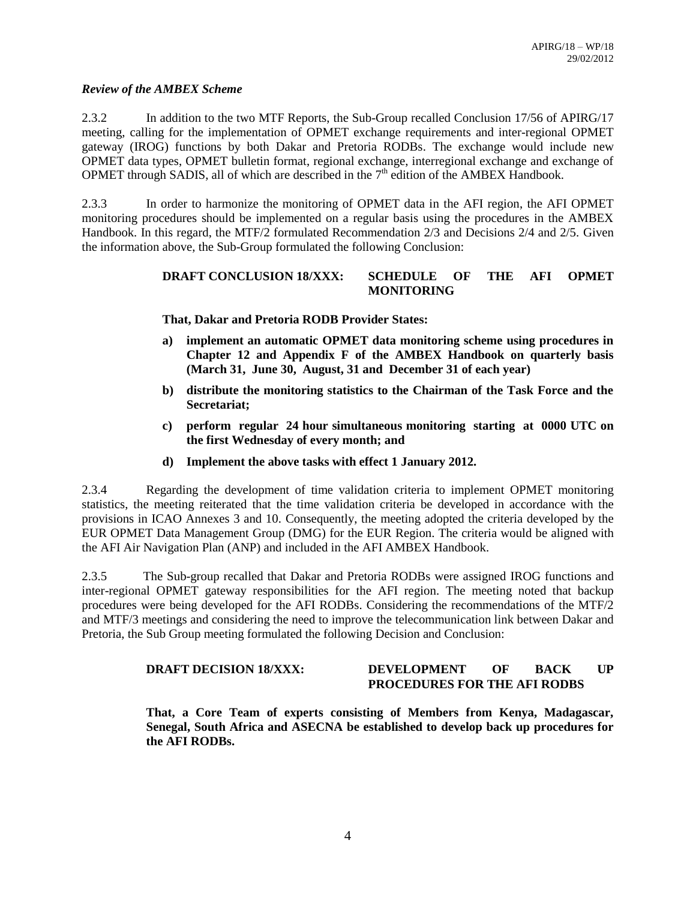*Review of the AMBEX Scheme*

2.3.2 In addition to the two MTF Reports, the Sub-Group recalled Conclusion 17/56 of APIRG/17 meeting, calling for the implementation of OPMET exchange requirements and inter-regional OPMET gateway (IROG) functions by both Dakar and Pretoria RODBs. The exchange would include new OPMET data types, OPMET bulletin format, regional exchange, interregional exchange and exchange of OPMET through SADIS, all of which are described in the 7th edition of the AMBEX Handbook.

2.3.3 In order to harmonize the monitoring of OPMET data in the AFI region, the AFI OPMET monitoring procedures should be implemented on a regular basis using the procedures in the AMBEX Handbook. In this regard, the MTF/2 formulated Recommendation 2/3 and Decisions 2/4 and 2/5. Given the information above, the Sub-Group formulated the following Conclusion:

**DRAFT CONCLUSION 18/XXX: SCHEDULE OF THE AFI OPMET MONITORING**

**That, Dakar and Pretoria RODB Provider States:**

**a) implement an automatic OPMET data monitoring scheme using procedures in Chapter 12 and Appendix F of the AMBEX Handbook on quarterly basis (March 31, June 30, August, 31 and December 31 of each year)**

**b) distribute the monitoring statistics to the Chairman of the Task Force and the Secretariat;**

**c) perform regular 24 hour simultaneous monitoring starting at 0000 UTC on the first Wednesday of every month; and**

**d) Implement the above tasks with effect 1 January 2012.**

2.3.4 Regarding the development of time validation criteria to implement OPMET monitoring statistics, the meeting reiterated that the time validation criteria be developed in accordance with the provisions in ICAO Annexes 3 and 10. Consequently, the meeting adopted the criteria developed by the EUR OPMET Data Management Group (DMG) for the EUR Region. The criteria would be aligned with the AFI Air Navigation Plan (ANP) and included in the AFI AMBEX Handbook.

2.3.5 The Sub-group recalled that Dakar and Pretoria RODBs were assigned IROG functions and inter-regional OPMET gateway responsibilities for the AFI region. The meeting noted that backup procedures were being developed for the AFI RODBs. Considering the recommendations of the MTF/2 and MTF/3 meetings and considering the need to improve the telecommunication link between Dakar and Pretoria, the Sub Group meeting formulated the following Decision and Conclusion:

**DRAFT DECISION 18/XXX: DEVELOPMENT OF BACK UP PROCEDURES FOR THE AFI RODBS**

**That, a Core Team of experts consisting of Members from Kenya, Madagascar, Senegal, South Africa and ASECNA be established to develop back up procedures for the AFI RODBs.**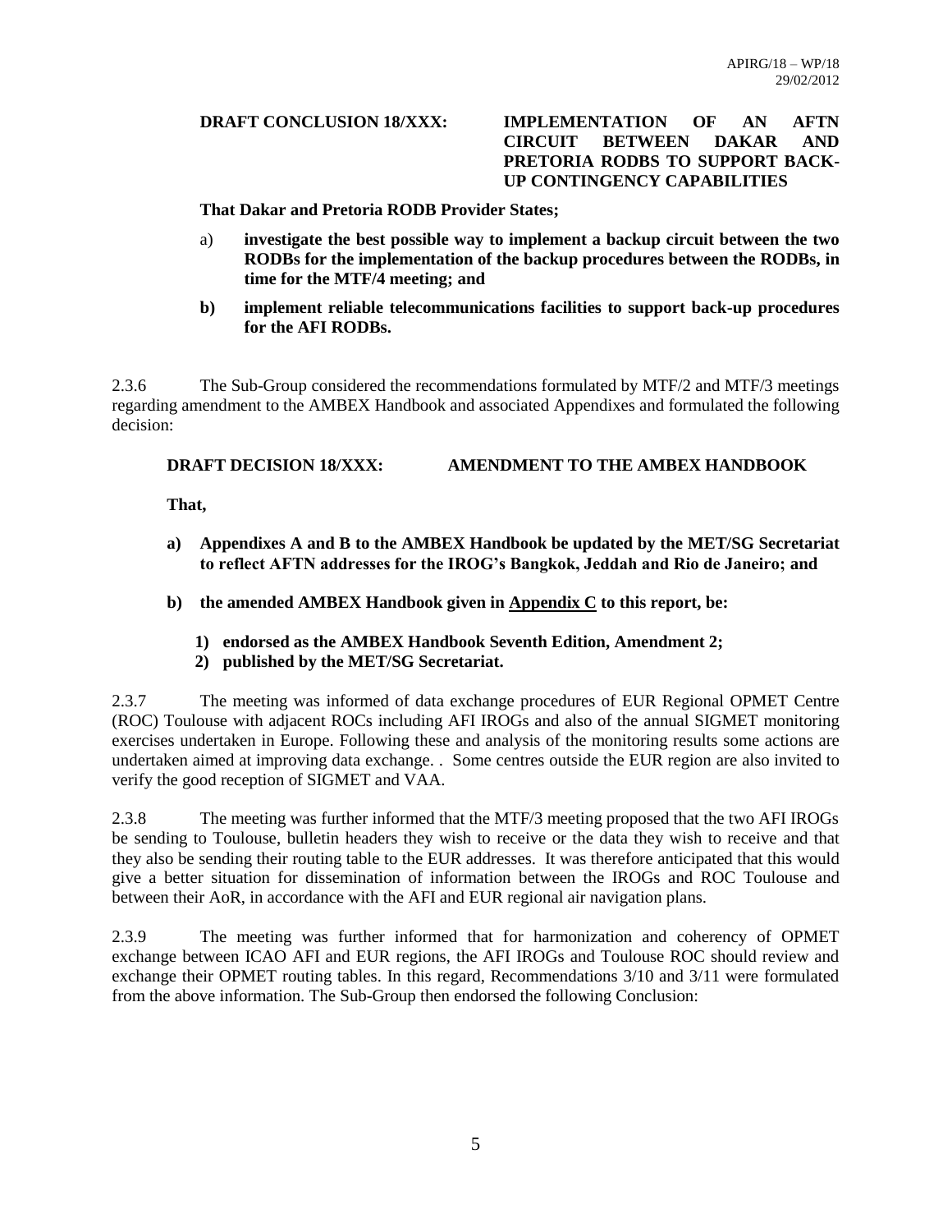**DRAFT CONCLUSION 18/XXX: IMPLEMENTATION OF AN AFTN CIRCUIT BETWEEN DAKAR AND PRETORIA RODBS TO SUPPORT BACK-UP CONTINGENCY CAPABILITIES**

**That Dakar and Pretoria RODB Provider States;**

a) **investigate the best possible way to implement a backup circuit between the two RODBs for the implementation of the backup procedures between the RODBs, in time for the MTF/4 meeting; and**

**b) implement reliable telecommunications facilities to support back-up procedures for the AFI RODBs.**

2.3.6 The Sub-Group considered the recommendations formulated by MTF/2 and MTF/3 meetings regarding amendment to the AMBEX Handbook and associated Appendixes and formulated the following decision:

**DRAFT DECISION 18/XXX: AMENDMENT TO THE AMBEX HANDBOOK**

**That,**

**a) Appendixes A and B to the AMBEX Handbook be updated by the MET/SG Secretariat to reflect AFTN addresses for the IROG's Bangkok, Jeddah and Rio de Janeiro; and**

**b) the amended AMBEX Handbook given in <u>Appendix C</u> to this report, be:**

   **1) endorsed as the AMBEX Handbook Seventh Edition, Amendment 2;**
   **2) published by the MET/SG Secretariat.**

2.3.7 The meeting was informed of data exchange procedures of EUR Regional OPMET Centre (ROC) Toulouse with adjacent ROCs including AFI IROGs and also of the annual SIGMET monitoring exercises undertaken in Europe. Following these and analysis of the monitoring results some actions are undertaken aimed at improving data exchange. . Some centres outside the EUR region are also invited to verify the good reception of SIGMET and VAA.

2.3.8 The meeting was further informed that the MTF/3 meeting proposed that the two AFI IROGs be sending to Toulouse, bulletin headers they wish to receive or the data they wish to receive and that they also be sending their routing table to the EUR addresses. It was therefore anticipated that this would give a better situation for dissemination of information between the IROGs and ROC Toulouse and between their AoR, in accordance with the AFI and EUR regional air navigation plans.

2.3.9 The meeting was further informed that for harmonization and coherency of OPMET exchange between ICAO AFI and EUR regions, the AFI IROGs and Toulouse ROC should review and exchange their OPMET routing tables. In this regard, Recommendations 3/10 and 3/11 were formulated from the above information. The Sub-Group then endorsed the following Conclusion: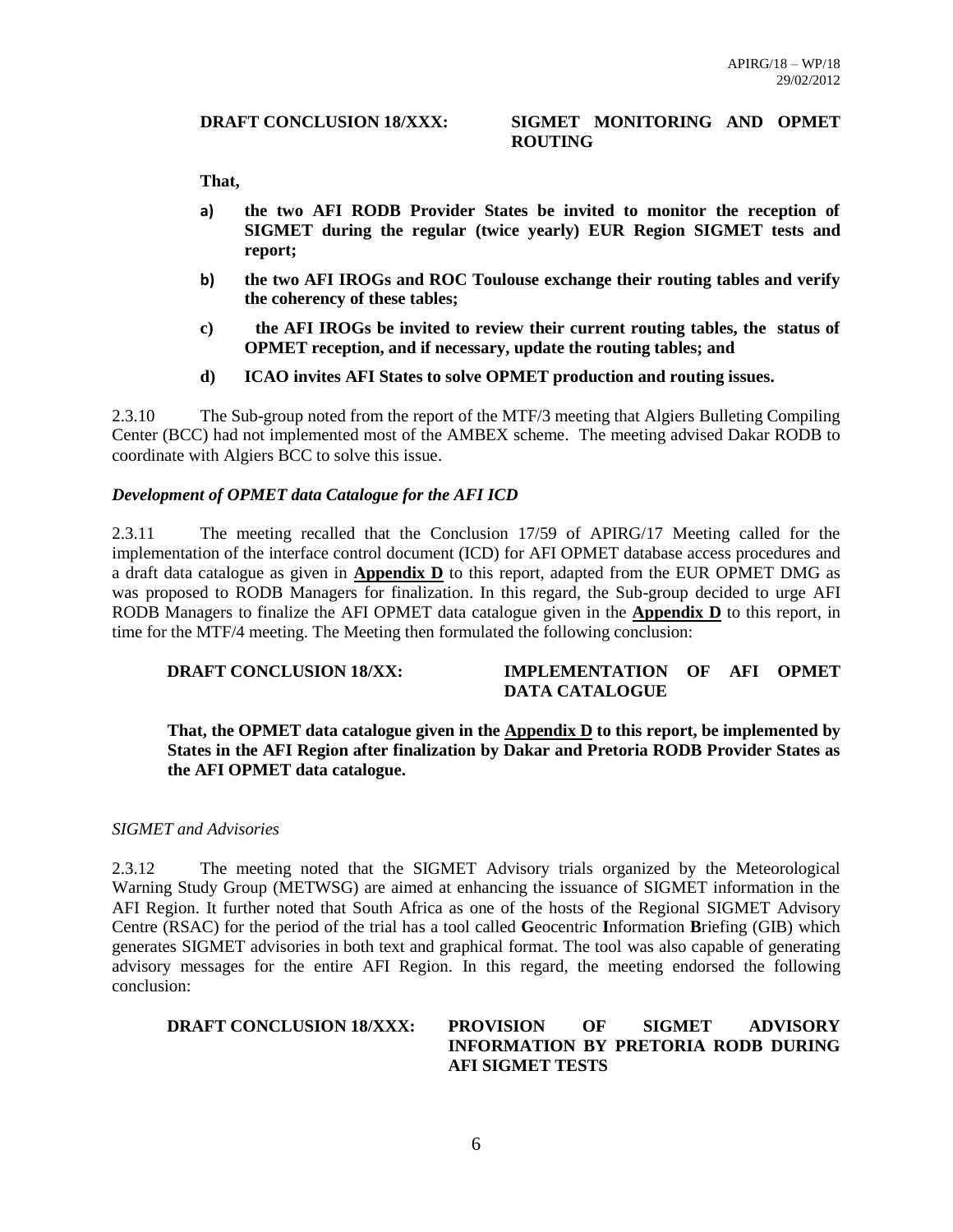**DRAFT CONCLUSION 18/XXX: SIGMET MONITORING AND OPMET ROUTING**

**That,**

**a) the two AFI RODB Provider States be invited to monitor the reception of SIGMET during the regular (twice yearly) EUR Region SIGMET tests and report;**

**b) the two AFI IROGs and ROC Toulouse exchange their routing tables and verify the coherency of these tables;**

**c) the AFI IROGs be invited to review their current routing tables, the status of OPMET reception, and if necessary, update the routing tables; and**

**d) ICAO invites AFI States to solve OPMET production and routing issues.**

2.3.10 The Sub-group noted from the report of the MTF/3 meeting that Algiers Bulleting Compiling Center (BCC) had not implemented most of the AMBEX scheme. The meeting advised Dakar RODB to coordinate with Algiers BCC to solve this issue.

***Development of OPMET data Catalogue for the AFI ICD***

2.3.11 The meeting recalled that the Conclusion 17/59 of APIRG/17 Meeting called for the implementation of the interface control document (ICD) for AFI OPMET database access procedures and a draft data catalogue as given in **Appendix D** to this report, adapted from the EUR OPMET DMG as was proposed to RODB Managers for finalization. In this regard, the Sub-group decided to urge AFI RODB Managers to finalize the AFI OPMET data catalogue given in the **Appendix D** to this report, in time for the MTF/4 meeting. The Meeting then formulated the following conclusion:

**DRAFT CONCLUSION 18/XX: IMPLEMENTATION OF AFI OPMET DATA CATALOGUE**

**That, the OPMET data catalogue given in the Appendix D to this report, be implemented by States in the AFI Region after finalization by Dakar and Pretoria RODB Provider States as the AFI OPMET data catalogue.**

*SIGMET and Advisories*

2.3.12 The meeting noted that the SIGMET Advisory trials organized by the Meteorological Warning Study Group (METWSG) are aimed at enhancing the issuance of SIGMET information in the AFI Region. It further noted that South Africa as one of the hosts of the Regional SIGMET Advisory Centre (RSAC) for the period of the trial has a tool called **G**eocentric **I**nformation **B**riefing (GIB) which generates SIGMET advisories in both text and graphical format. The tool was also capable of generating advisory messages for the entire AFI Region. In this regard, the meeting endorsed the following conclusion:

**DRAFT CONCLUSION 18/XXX: PROVISION OF SIGMET ADVISORY INFORMATION BY PRETORIA RODB DURING AFI SIGMET TESTS**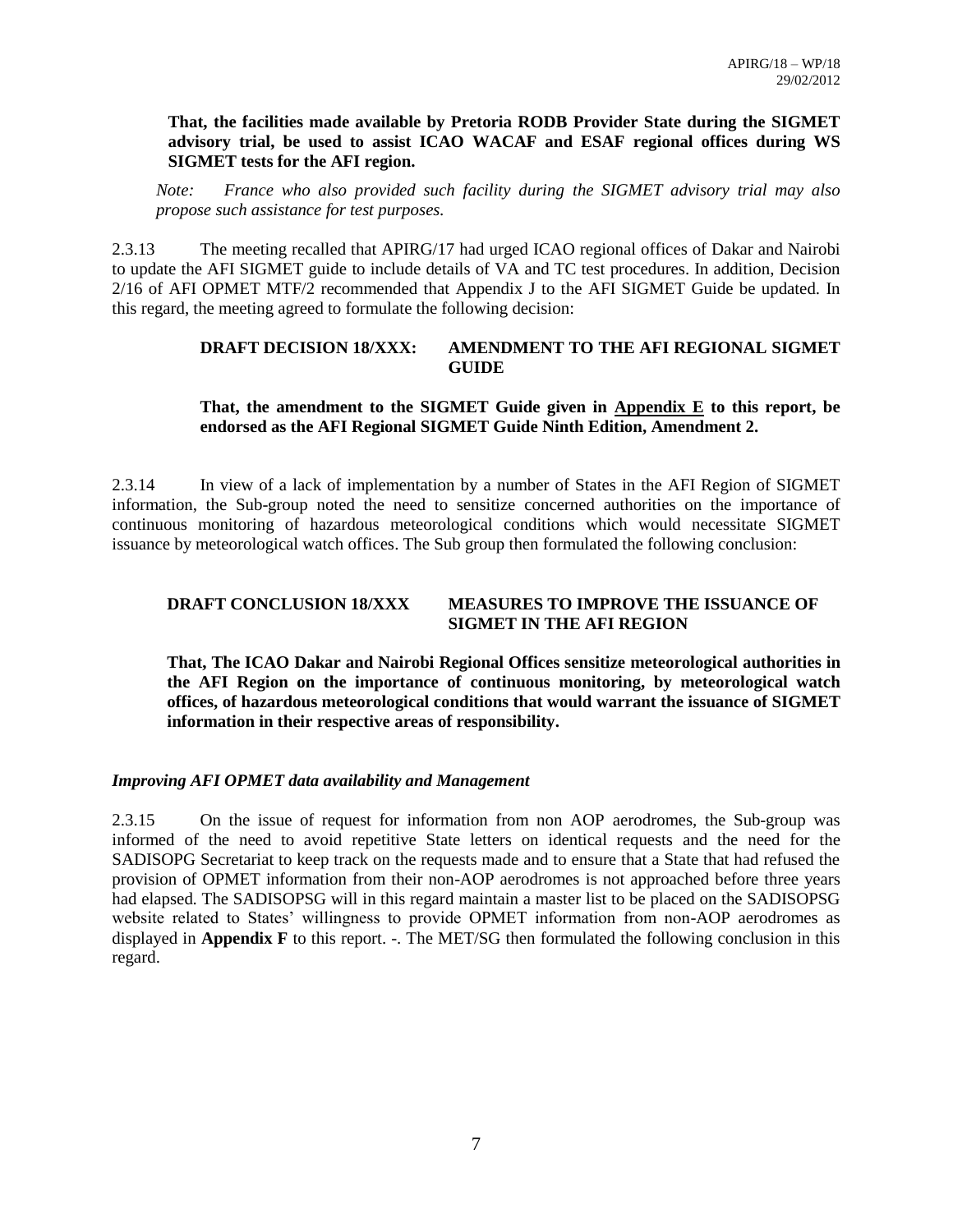**That, the facilities made available by Pretoria RODB Provider State during the SIGMET advisory trial, be used to assist ICAO WACAF and ESAF regional offices during WS SIGMET tests for the AFI region.**

*Note: France who also provided such facility during the SIGMET advisory trial may also propose such assistance for test purposes.*

2.3.13 The meeting recalled that APIRG/17 had urged ICAO regional offices of Dakar and Nairobi to update the AFI SIGMET guide to include details of VA and TC test procedures. In addition, Decision 2/16 of AFI OPMET MTF/2 recommended that Appendix J to the AFI SIGMET Guide be updated. In this regard, the meeting agreed to formulate the following decision:

**DRAFT DECISION 18/XXX: AMENDMENT TO THE AFI REGIONAL SIGMET GUIDE**

**That, the amendment to the SIGMET Guide given in Appendix E to this report, be endorsed as the AFI Regional SIGMET Guide Ninth Edition, Amendment 2.**

2.3.14 In view of a lack of implementation by a number of States in the AFI Region of SIGMET information, the Sub-group noted the need to sensitize concerned authorities on the importance of continuous monitoring of hazardous meteorological conditions which would necessitate SIGMET issuance by meteorological watch offices. The Sub group then formulated the following conclusion:

**DRAFT CONCLUSION 18/XXX MEASURES TO IMPROVE THE ISSUANCE OF SIGMET IN THE AFI REGION**

**That, The ICAO Dakar and Nairobi Regional Offices sensitize meteorological authorities in the AFI Region on the importance of continuous monitoring, by meteorological watch offices, of hazardous meteorological conditions that would warrant the issuance of SIGMET information in their respective areas of responsibility.**

***Improving AFI OPMET data availability and Management***

2.3.15 On the issue of request for information from non AOP aerodromes, the Sub-group was informed of the need to avoid repetitive State letters on identical requests and the need for the SADISOPG Secretariat to keep track on the requests made and to ensure that a State that had refused the provision of OPMET information from their non-AOP aerodromes is not approached before three years had elapsed. The SADISOPSG will in this regard maintain a master list to be placed on the SADISOPSG website related to States' willingness to provide OPMET information from non-AOP aerodromes as displayed in **Appendix F** to this report. -. The MET/SG then formulated the following conclusion in this regard.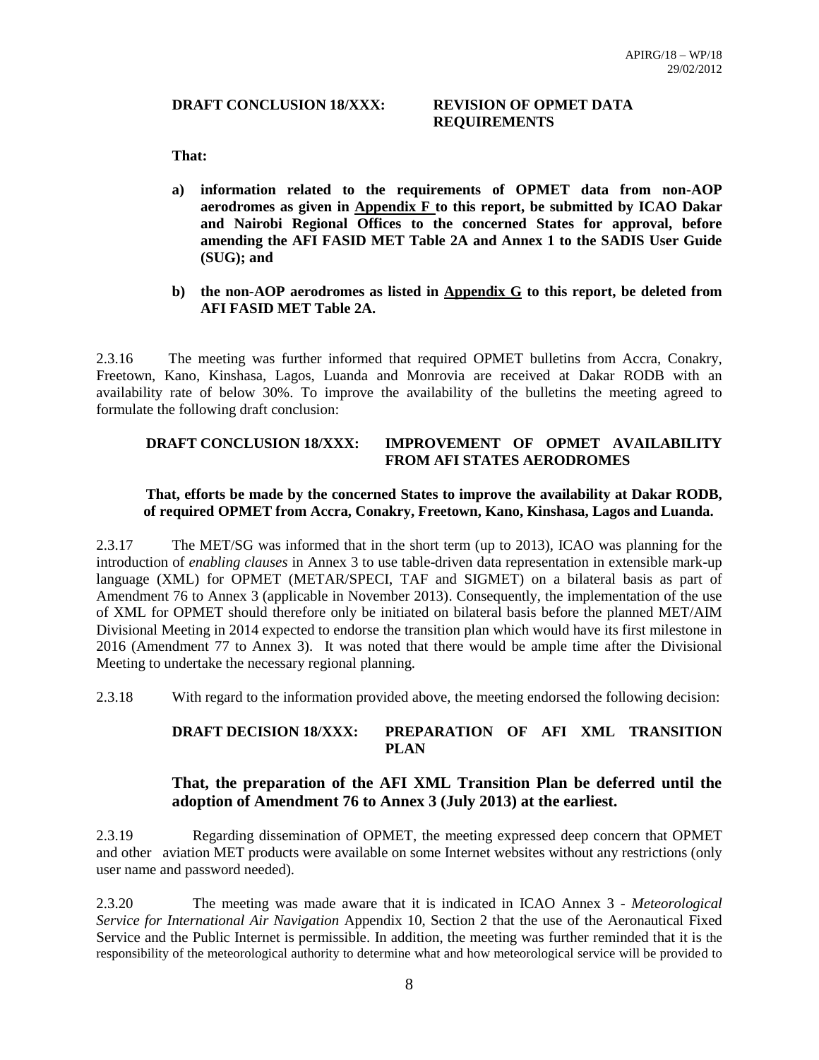**DRAFT CONCLUSION 18/XXX: REVISION OF OPMET DATA REQUIREMENTS**

**That:**

**a) information related to the requirements of OPMET data from non-AOP aerodromes as given in <u>Appendix F</u> to this report, be submitted by ICAO Dakar and Nairobi Regional Offices to the concerned States for approval, before amending the AFI FASID MET Table 2A and Annex 1 to the SADIS User Guide (SUG); and**

**b) the non-AOP aerodromes as listed in <u>Appendix G</u> to this report, be deleted from AFI FASID MET Table 2A.**

2.3.16 The meeting was further informed that required OPMET bulletins from Accra, Conakry, Freetown, Kano, Kinshasa, Lagos, Luanda and Monrovia are received at Dakar RODB with an availability rate of below 30%. To improve the availability of the bulletins the meeting agreed to formulate the following draft conclusion:

**DRAFT CONCLUSION 18/XXX: IMPROVEMENT OF OPMET AVAILABILITY FROM AFI STATES AERODROMES**

**That, efforts be made by the concerned States to improve the availability at Dakar RODB, of required OPMET from Accra, Conakry, Freetown, Kano, Kinshasa, Lagos and Luanda.**

2.3.17 The MET/SG was informed that in the short term (up to 2013), ICAO was planning for the introduction of *enabling clauses* in Annex 3 to use table-driven data representation in extensible mark-up language (XML) for OPMET (METAR/SPECI, TAF and SIGMET) on a bilateral basis as part of Amendment 76 to Annex 3 (applicable in November 2013). Consequently, the implementation of the use of XML for OPMET should therefore only be initiated on bilateral basis before the planned MET/AIM Divisional Meeting in 2014 expected to endorse the transition plan which would have its first milestone in 2016 (Amendment 77 to Annex 3). It was noted that there would be ample time after the Divisional Meeting to undertake the necessary regional planning.

2.3.18 With regard to the information provided above, the meeting endorsed the following decision:

**DRAFT DECISION 18/XXX: PREPARATION OF AFI XML TRANSITION PLAN**

**That, the preparation of the AFI XML Transition Plan be deferred until the adoption of Amendment 76 to Annex 3 (July 2013) at the earliest.**

2.3.19 Regarding dissemination of OPMET, the meeting expressed deep concern that OPMET and other aviation MET products were available on some Internet websites without any restrictions (only user name and password needed).

2.3.20 The meeting was made aware that it is indicated in ICAO Annex 3 - *Meteorological Service for International Air Navigation* Appendix 10, Section 2 that the use of the Aeronautical Fixed Service and the Public Internet is permissible. In addition, the meeting was further reminded that it is the responsibility of the meteorological authority to determine what and how meteorological service will be provided to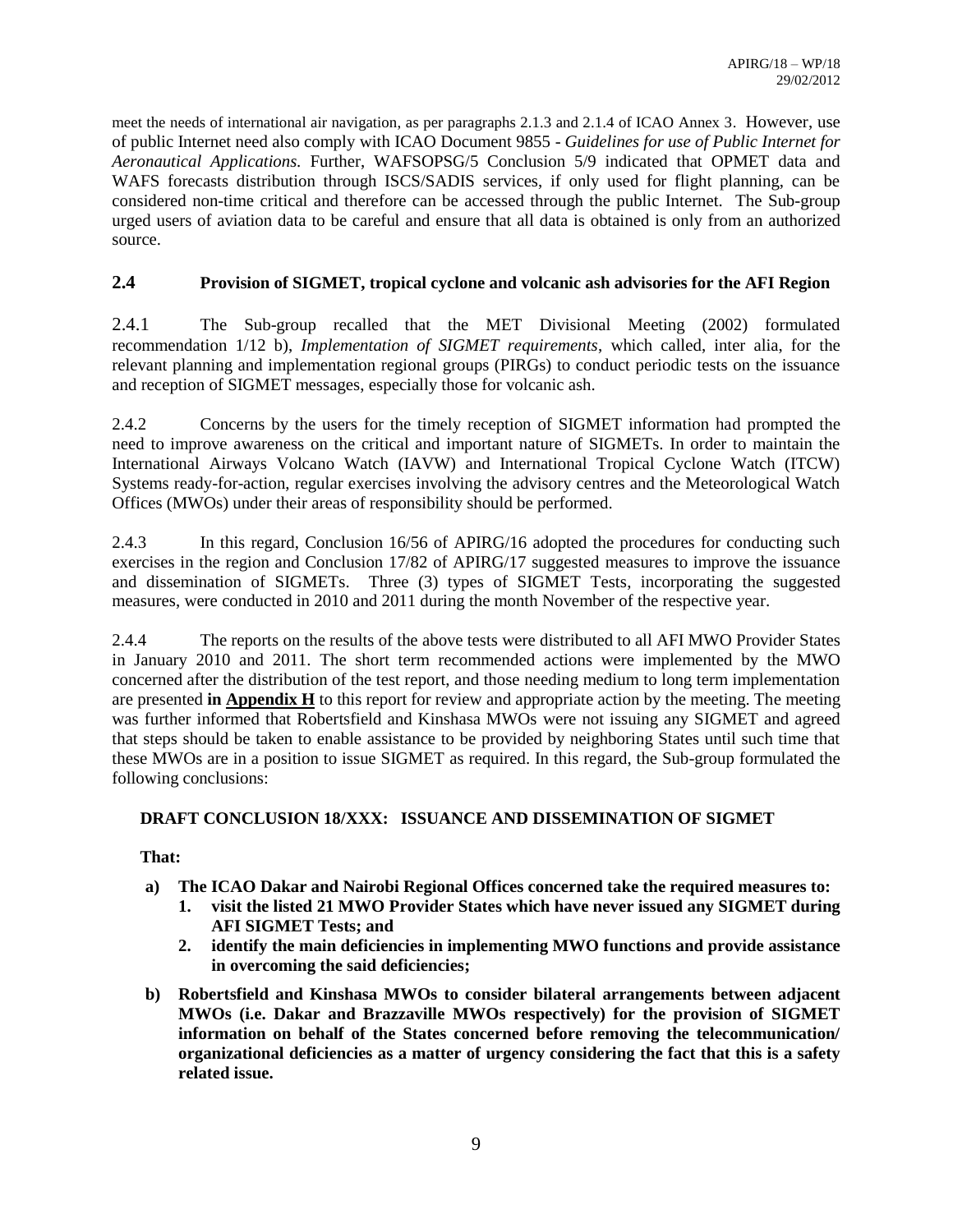meet the needs of international air navigation, as per paragraphs 2.1.3 and 2.1.4 of ICAO Annex 3. However, use of public Internet need also comply with ICAO Document 9855 - *Guidelines for use of Public Internet for Aeronautical Applications.* Further, WAFSOPSG/5 Conclusion 5/9 indicated that OPMET data and WAFS forecasts distribution through ISCS/SADIS services, if only used for flight planning, can be considered non-time critical and therefore can be accessed through the public Internet. The Sub-group urged users of aviation data to be careful and ensure that all data is obtained is only from an authorized source.

## 2.4 Provision of SIGMET, tropical cyclone and volcanic ash advisories for the AFI Region

2.4.1 The Sub-group recalled that the MET Divisional Meeting (2002) formulated recommendation 1/12 b), *Implementation of SIGMET requirements*, which called, inter alia, for the relevant planning and implementation regional groups (PIRGs) to conduct periodic tests on the issuance and reception of SIGMET messages, especially those for volcanic ash.

2.4.2 Concerns by the users for the timely reception of SIGMET information had prompted the need to improve awareness on the critical and important nature of SIGMETs. In order to maintain the International Airways Volcano Watch (IAVW) and International Tropical Cyclone Watch (ITCW) Systems ready-for-action, regular exercises involving the advisory centres and the Meteorological Watch Offices (MWOs) under their areas of responsibility should be performed.

2.4.3 In this regard, Conclusion 16/56 of APIRG/16 adopted the procedures for conducting such exercises in the region and Conclusion 17/82 of APIRG/17 suggested measures to improve the issuance and dissemination of SIGMETs. Three (3) types of SIGMET Tests, incorporating the suggested measures, were conducted in 2010 and 2011 during the month November of the respective year.

2.4.4 The reports on the results of the above tests were distributed to all AFI MWO Provider States in January 2010 and 2011. The short term recommended actions were implemented by the MWO concerned after the distribution of the test report, and those needing medium to long term implementation are presented **in Appendix H** to this report for review and appropriate action by the meeting. The meeting was further informed that Robertsfield and Kinshasa MWOs were not issuing any SIGMET and agreed that steps should be taken to enable assistance to be provided by neighboring States until such time that these MWOs are in a position to issue SIGMET as required. In this regard, the Sub-group formulated the following conclusions:

**DRAFT CONCLUSION 18/XXX: ISSUANCE AND DISSEMINATION OF SIGMET**

**That:**

**a) The ICAO Dakar and Nairobi Regional Offices concerned take the required measures to:**
   1. **visit the listed 21 MWO Provider States which have never issued any SIGMET during AFI SIGMET Tests; and**
   2. **identify the main deficiencies in implementing MWO functions and provide assistance in overcoming the said deficiencies;**

**b) Robertsfield and Kinshasa MWOs to consider bilateral arrangements between adjacent MWOs (i.e. Dakar and Brazzaville MWOs respectively) for the provision of SIGMET information on behalf of the States concerned before removing the telecommunication/ organizational deficiencies as a matter of urgency considering the fact that this is a safety related issue.**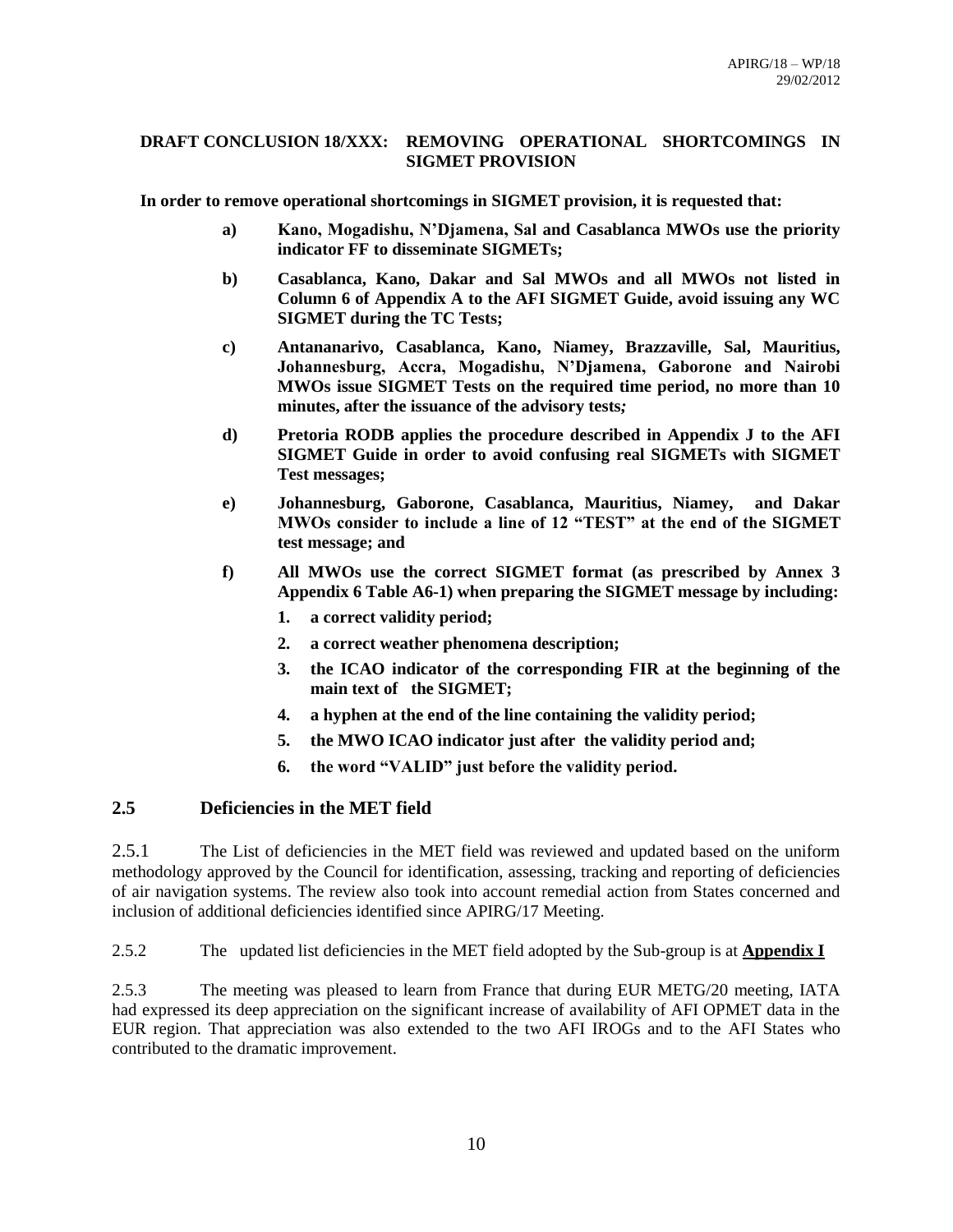**DRAFT CONCLUSION 18/XXX: REMOVING OPERATIONAL SHORTCOMINGS IN SIGMET PROVISION**

**In order to remove operational shortcomings in SIGMET provision, it is requested that:**

**a) Kano, Mogadishu, N'Djamena, Sal and Casablanca MWOs use the priority indicator FF to disseminate SIGMETs;**

**b) Casablanca, Kano, Dakar and Sal MWOs and all MWOs not listed in Column 6 of Appendix A to the AFI SIGMET Guide, avoid issuing any WC SIGMET during the TC Tests;**

**c) Antananarivo, Casablanca, Kano, Niamey, Brazzaville, Sal, Mauritius, Johannesburg, Accra, Mogadishu, N'Djamena, Gaborone and Nairobi MWOs issue SIGMET Tests on the required time period, no more than 10 minutes, after the issuance of the advisory tests;**

**d) Pretoria RODB applies the procedure described in Appendix J to the AFI SIGMET Guide in order to avoid confusing real SIGMETs with SIGMET Test messages;**

**e) Johannesburg, Gaborone, Casablanca, Mauritius, Niamey, and Dakar MWOs consider to include a line of 12 "TEST" at the end of the SIGMET test message; and**

**f) All MWOs use the correct SIGMET format (as prescribed by Annex 3 Appendix 6 Table A6-1) when preparing the SIGMET message by including:**

1. **a correct validity period;**
2. **a correct weather phenomena description;**
3. **the ICAO indicator of the corresponding FIR at the beginning of the main text of the SIGMET;**
4. **a hyphen at the end of the line containing the validity period;**
5. **the MWO ICAO indicator just after the validity period and;**
6. **the word "VALID" just before the validity period.**

## 2.5 Deficiencies in the MET field

2.5.1 The List of deficiencies in the MET field was reviewed and updated based on the uniform methodology approved by the Council for identification, assessing, tracking and reporting of deficiencies of air navigation systems. The review also took into account remedial action from States concerned and inclusion of additional deficiencies identified since APIRG/17 Meeting.

2.5.2 The updated list deficiencies in the MET field adopted by the Sub-group is at **Appendix I**

2.5.3 The meeting was pleased to learn from France that during EUR METG/20 meeting, IATA had expressed its deep appreciation on the significant increase of availability of AFI OPMET data in the EUR region. That appreciation was also extended to the two AFI IROGs and to the AFI States who contributed to the dramatic improvement.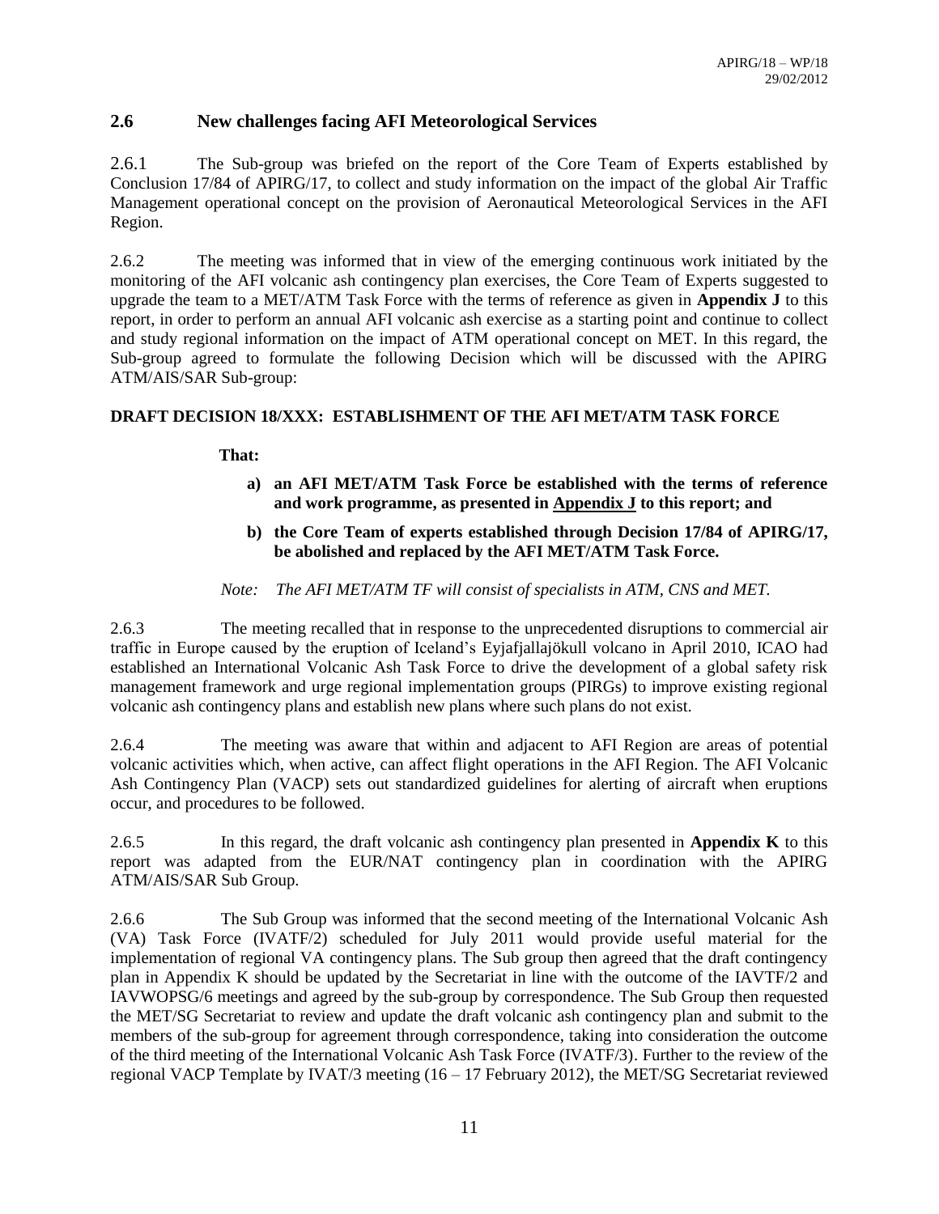## 2.6 New challenges facing AFI Meteorological Services

2.6.1 The Sub-group was briefed on the report of the Core Team of Experts established by Conclusion 17/84 of APIRG/17, to collect and study information on the impact of the global Air Traffic Management operational concept on the provision of Aeronautical Meteorological Services in the AFI Region.

2.6.2 The meeting was informed that in view of the emerging continuous work initiated by the monitoring of the AFI volcanic ash contingency plan exercises, the Core Team of Experts suggested to upgrade the team to a MET/ATM Task Force with the terms of reference as given in **Appendix J** to this report, in order to perform an annual AFI volcanic ash exercise as a starting point and continue to collect and study regional information on the impact of ATM operational concept on MET. In this regard, the Sub-group agreed to formulate the following Decision which will be discussed with the APIRG ATM/AIS/SAR Sub-group:

**DRAFT DECISION 18/XXX: ESTABLISHMENT OF THE AFI MET/ATM TASK FORCE**

**That:**

a) **an AFI MET/ATM Task Force be established with the terms of reference and work programme, as presented in Appendix J to this report; and**

b) **the Core Team of experts established through Decision 17/84 of APIRG/17, be abolished and replaced by the AFI MET/ATM Task Force.**

*Note: The AFI MET/ATM TF will consist of specialists in ATM, CNS and MET.*

2.6.3 The meeting recalled that in response to the unprecedented disruptions to commercial air traffic in Europe caused by the eruption of Iceland's Eyjafjallajökull volcano in April 2010, ICAO had established an International Volcanic Ash Task Force to drive the development of a global safety risk management framework and urge regional implementation groups (PIRGs) to improve existing regional volcanic ash contingency plans and establish new plans where such plans do not exist.

2.6.4 The meeting was aware that within and adjacent to AFI Region are areas of potential volcanic activities which, when active, can affect flight operations in the AFI Region. The AFI Volcanic Ash Contingency Plan (VACP) sets out standardized guidelines for alerting of aircraft when eruptions occur, and procedures to be followed.

2.6.5 In this regard, the draft volcanic ash contingency plan presented in **Appendix K** to this report was adapted from the EUR/NAT contingency plan in coordination with the APIRG ATM/AIS/SAR Sub Group.

2.6.6 The Sub Group was informed that the second meeting of the International Volcanic Ash (VA) Task Force (IVATF/2) scheduled for July 2011 would provide useful material for the implementation of regional VA contingency plans. The Sub group then agreed that the draft contingency plan in Appendix K should be updated by the Secretariat in line with the outcome of the IAVTF/2 and IAVWOPSG/6 meetings and agreed by the sub-group by correspondence. The Sub Group then requested the MET/SG Secretariat to review and update the draft volcanic ash contingency plan and submit to the members of the sub-group for agreement through correspondence, taking into consideration the outcome of the third meeting of the International Volcanic Ash Task Force (IVATF/3). Further to the review of the regional VACP Template by IVAT/3 meeting (16 – 17 February 2012), the MET/SG Secretariat reviewed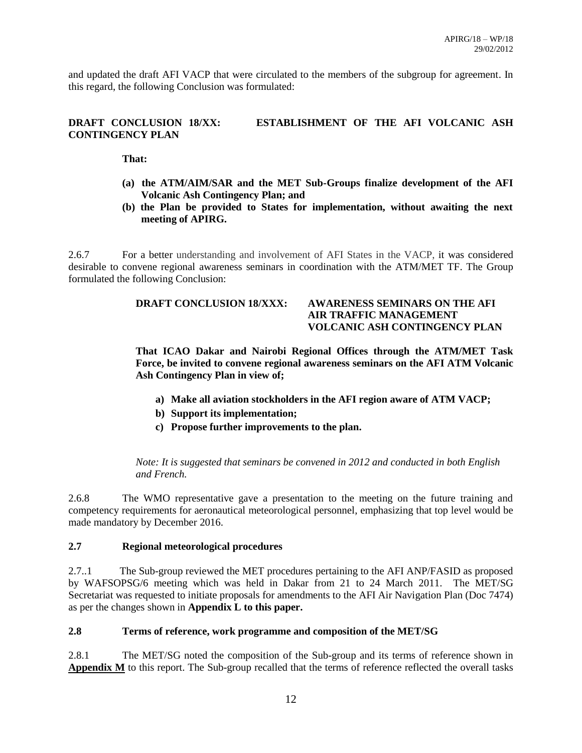and updated the draft AFI VACP that were circulated to the members of the subgroup for agreement. In this regard, the following Conclusion was formulated:

**DRAFT CONCLUSION 18/XX: ESTABLISHMENT OF THE AFI VOLCANIC ASH CONTINGENCY PLAN**

**That:**

**(a) the ATM/AIM/SAR and the MET Sub-Groups finalize development of the AFI Volcanic Ash Contingency Plan; and**
**(b) the Plan be provided to States for implementation, without awaiting the next meeting of APIRG.**

2.6.7 For a better understanding and involvement of AFI States in the VACP, it was considered desirable to convene regional awareness seminars in coordination with the ATM/MET TF. The Group formulated the following Conclusion:

**DRAFT CONCLUSION 18/XXX: AWARENESS SEMINARS ON THE AFI AIR TRAFFIC MANAGEMENT VOLCANIC ASH CONTINGENCY PLAN**

**That ICAO Dakar and Nairobi Regional Offices through the ATM/MET Task Force, be invited to convene regional awareness seminars on the AFI ATM Volcanic Ash Contingency Plan in view of;**

**a) Make all aviation stockholders in the AFI region aware of ATM VACP;**
**b) Support its implementation;**
**c) Propose further improvements to the plan.**

*Note: It is suggested that seminars be convened in 2012 and conducted in both English and French.*

2.6.8 The WMO representative gave a presentation to the meeting on the future training and competency requirements for aeronautical meteorological personnel, emphasizing that top level would be made mandatory by December 2016.

## 2.7 Regional meteorological procedures

2.7..1 The Sub-group reviewed the MET procedures pertaining to the AFI ANP/FASID as proposed by WAFSOPSG/6 meeting which was held in Dakar from 21 to 24 March 2011. The MET/SG Secretariat was requested to initiate proposals for amendments to the AFI Air Navigation Plan (Doc 7474) as per the changes shown in **Appendix L to this paper.**

## 2.8 Terms of reference, work programme and composition of the MET/SG

2.8.1 The MET/SG noted the composition of the Sub-group and its terms of reference shown in **Appendix M** to this report. The Sub-group recalled that the terms of reference reflected the overall tasks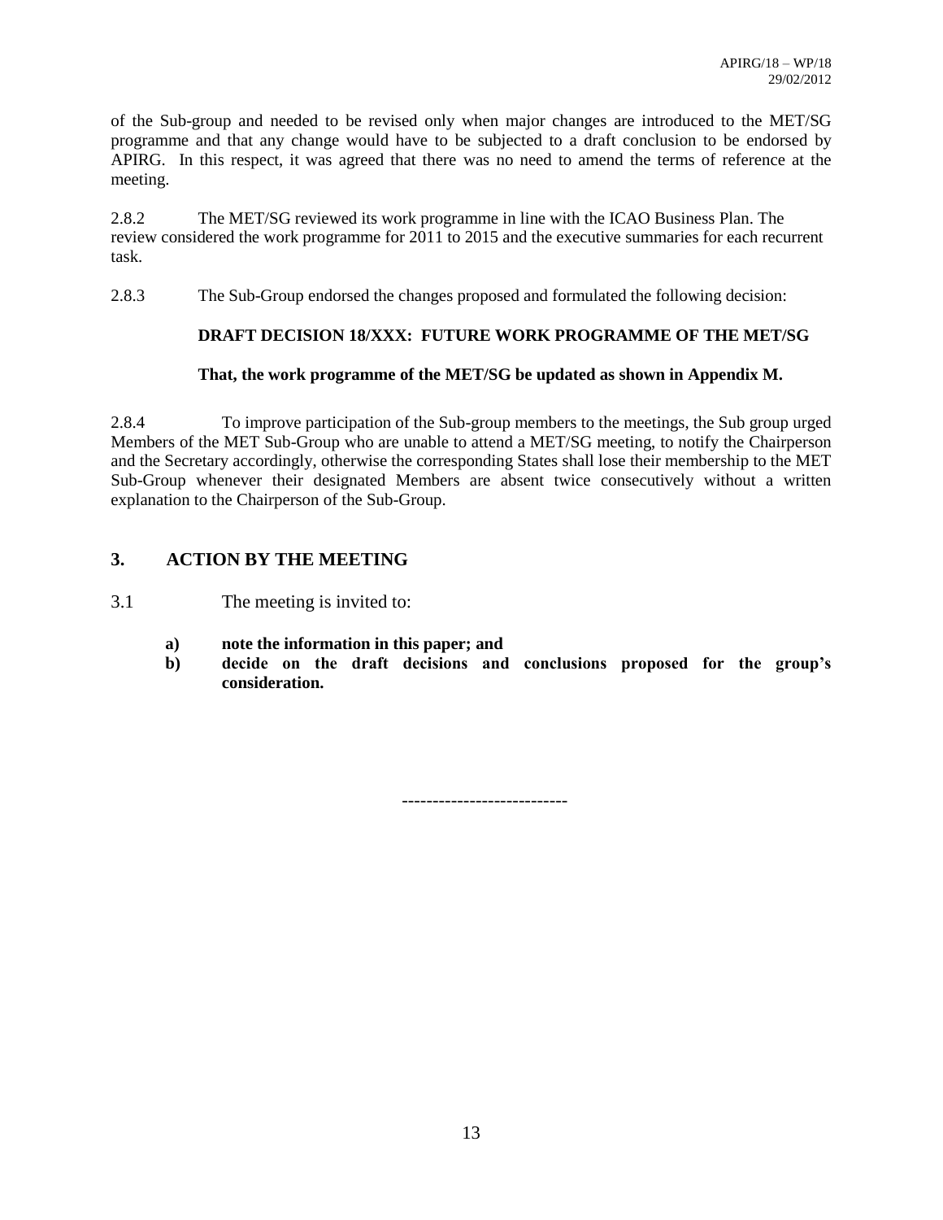of the Sub-group and needed to be revised only when major changes are introduced to the MET/SG programme and that any change would have to be subjected to a draft conclusion to be endorsed by APIRG. In this respect, it was agreed that there was no need to amend the terms of reference at the meeting.

2.8.2 The MET/SG reviewed its work programme in line with the ICAO Business Plan. The review considered the work programme for 2011 to 2015 and the executive summaries for each recurrent task.

2.8.3 The Sub-Group endorsed the changes proposed and formulated the following decision:

**DRAFT DECISION 18/XXX: FUTURE WORK PROGRAMME OF THE MET/SG**

**That, the work programme of the MET/SG be updated as shown in Appendix M.**

2.8.4 To improve participation of the Sub-group members to the meetings, the Sub group urged Members of the MET Sub-Group who are unable to attend a MET/SG meeting, to notify the Chairperson and the Secretary accordingly, otherwise the corresponding States shall lose their membership to the MET Sub-Group whenever their designated Members are absent twice consecutively without a written explanation to the Chairperson of the Sub-Group.

## 3. ACTION BY THE MEETING

3.1 The meeting is invited to:

**a) note the information in this paper; and**

**b) decide on the draft decisions and conclusions proposed for the group's consideration.**

---------------------------